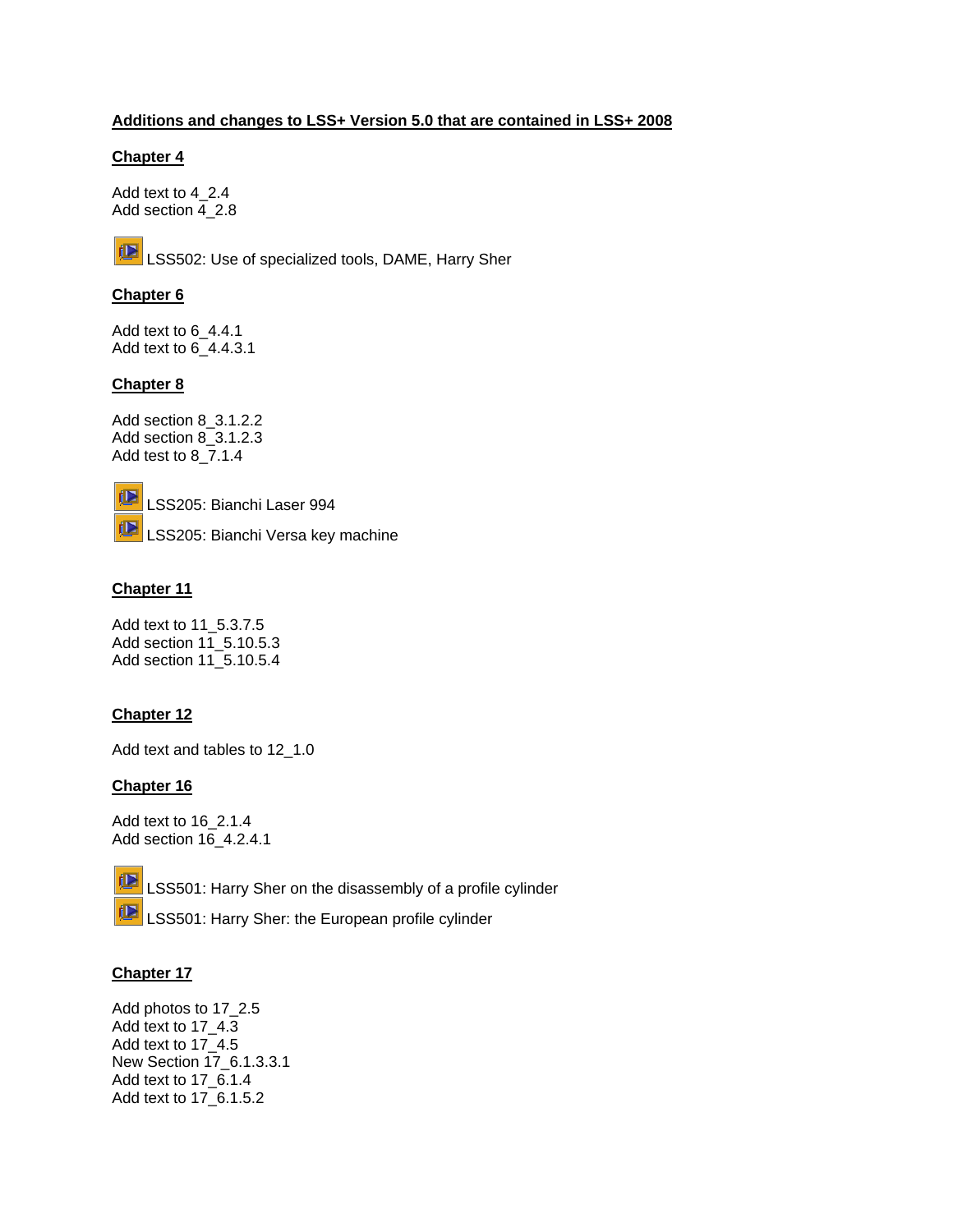**Additions and changes to LSS+ Version 5.0 that are contained in LSS+ 2008**

**Chapter 4**

Add text to 4_2.4
Add section 4_2.8

LSS502: Use of specialized tools, DAME, Harry Sher

**Chapter 6**

Add text to 6_4.4.1
Add text to 6_4.4.3.1

**Chapter 8**

Add section 8_3.1.2.2
Add section 8_3.1.2.3
Add test to 8_7.1.4

LSS205: Bianchi Laser 994
LSS205: Bianchi Versa key machine

**Chapter 11**

Add text to 11_5.3.7.5
Add section 11_5.10.5.3
Add section 11_5.10.5.4

**Chapter 12**

Add text and tables to 12_1.0

**Chapter 16**

Add text to 16_2.1.4
Add section 16_4.2.4.1

LSS501: Harry Sher on the disassembly of a profile cylinder
LSS501: Harry Sher: the European profile cylinder

**Chapter 17**

Add photos to 17_2.5
Add text to 17_4.3
Add text to 17_4.5
New Section 17_6.1.3.3.1
Add text to 17_6.1.4
Add text to 17_6.1.5.2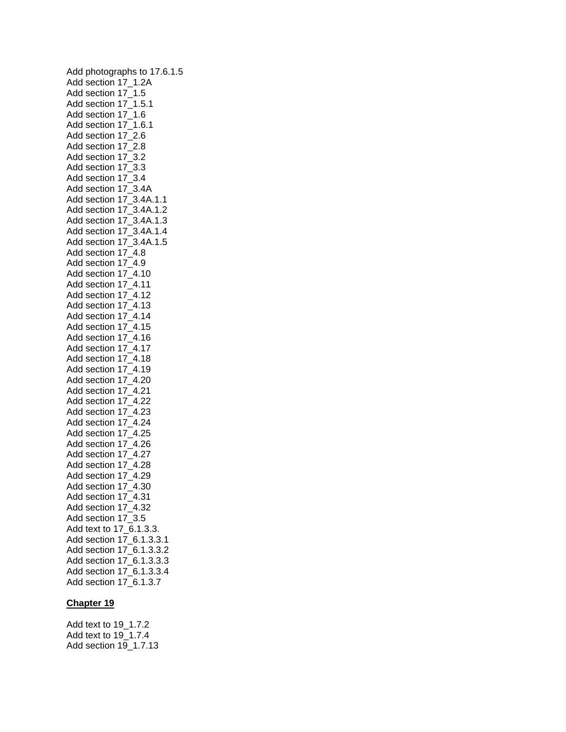Add photographs to 17.6.1.5
Add section 17_1.2A
Add section 17_1.5
Add section 17_1.5.1
Add section 17_1.6
Add section 17_1.6.1
Add section 17_2.6
Add section 17_2.8
Add section 17_3.2
Add section 17_3.3
Add section 17_3.4
Add section 17_3.4A
Add section 17_3.4A.1.1
Add section 17_3.4A.1.2
Add section 17_3.4A.1.3
Add section 17_3.4A.1.4
Add section 17_3.4A.1.5
Add section 17_4.8
Add section 17_4.9
Add section 17_4.10
Add section 17_4.11
Add section 17_4.12
Add section 17_4.13
Add section 17_4.14
Add section 17_4.15
Add section 17_4.16
Add section 17_4.17
Add section 17_4.18
Add section 17_4.19
Add section 17_4.20
Add section 17_4.21
Add section 17_4.22
Add section 17_4.23
Add section 17_4.24
Add section 17_4.25
Add section 17_4.26
Add section 17_4.27
Add section 17_4.28
Add section 17_4.29
Add section 17_4.30
Add section 17_4.31
Add section 17_4.32
Add section 17_3.5
Add text to 17_6.1.3.3.
Add section 17_6.1.3.3.1
Add section 17_6.1.3.3.2
Add section 17_6.1.3.3.3
Add section 17_6.1.3.3.4
Add section 17_6.1.3.7

**Chapter 19**

Add text to 19_1.7.2
Add text to 19_1.7.4
Add section 19_1.7.13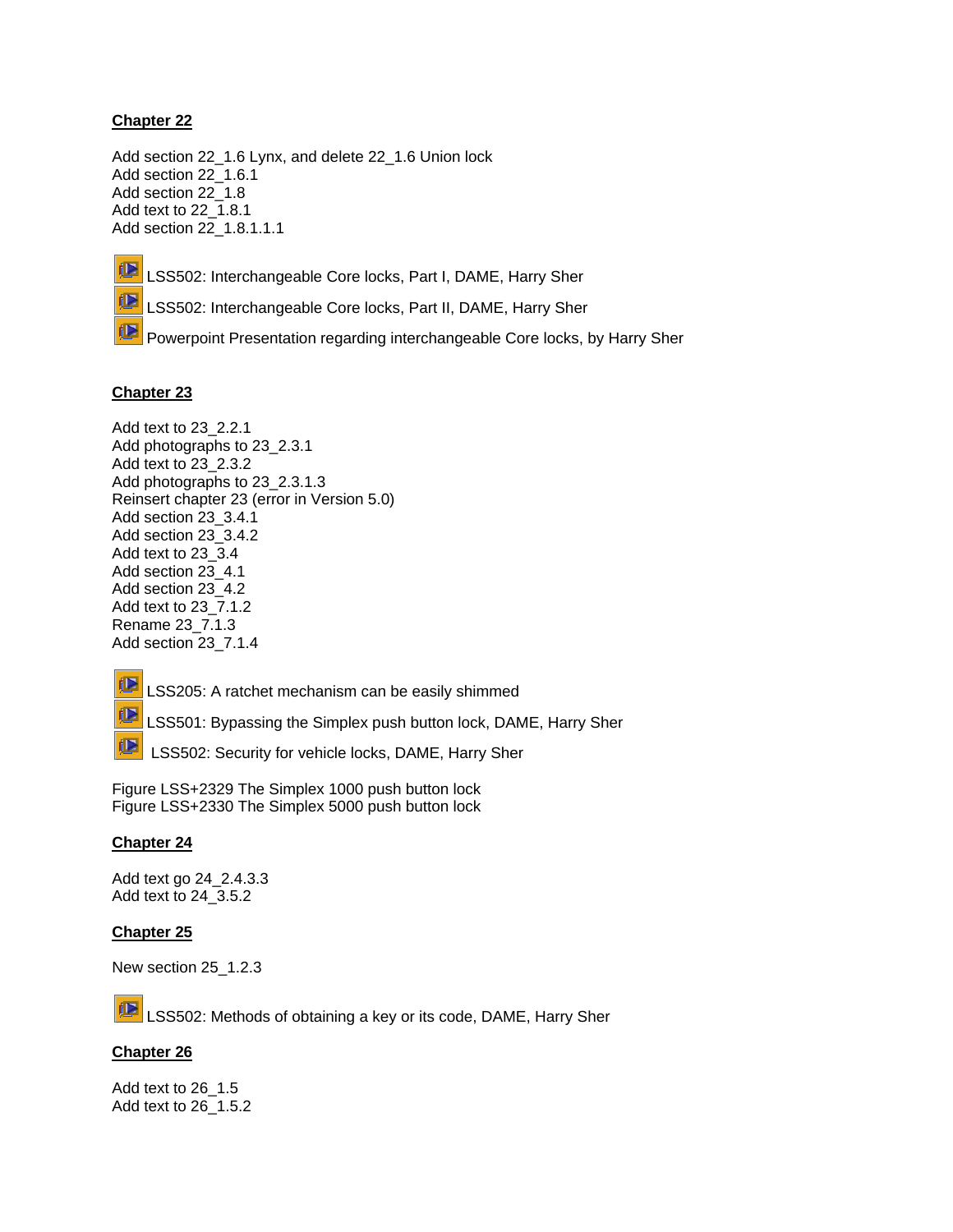## Chapter 22

Add section 22_1.6 Lynx, and delete 22_1.6 Union lock
Add section 22_1.6.1
Add section 22_1.8
Add text to 22_1.8.1
Add section 22_1.8.1.1.1

LSS502: Interchangeable Core locks, Part I, DAME, Harry Sher
LSS502: Interchangeable Core locks, Part II, DAME, Harry Sher
Powerpoint Presentation regarding interchangeable Core locks, by Harry Sher

## Chapter 23

Add text to 23_2.2.1
Add photographs to 23_2.3.1
Add text to 23_2.3.2
Add photographs to 23_2.3.1.3
Reinsert chapter 23 (error in Version 5.0)
Add section 23_3.4.1
Add section 23_3.4.2
Add text to 23_3.4
Add section 23_4.1
Add section 23_4.2
Add text to 23_7.1.2
Rename 23_7.1.3
Add section 23_7.1.4

LSS205: A ratchet mechanism can be easily shimmed
LSS501: Bypassing the Simplex push button lock, DAME, Harry Sher
LSS502: Security for vehicle locks, DAME, Harry Sher

Figure LSS+2329 The Simplex 1000 push button lock
Figure LSS+2330 The Simplex 5000 push button lock

## Chapter 24

Add text go 24_2.4.3.3
Add text to 24_3.5.2

## Chapter 25

New section 25_1.2.3

LSS502: Methods of obtaining a key or its code, DAME, Harry Sher

## Chapter 26

Add text to 26_1.5
Add text to 26_1.5.2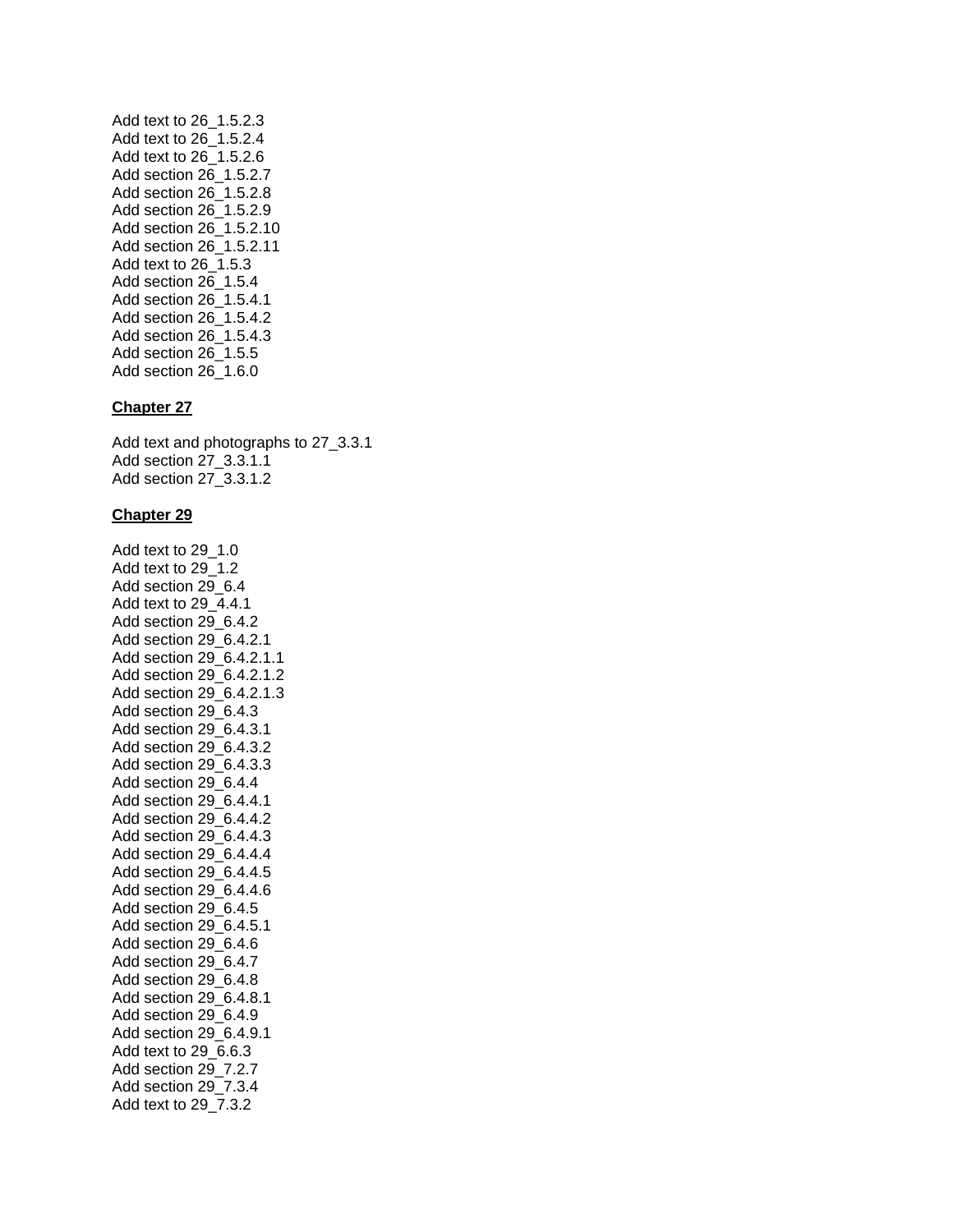Add text to 26_1.5.2.3
Add text to 26_1.5.2.4
Add text to 26_1.5.2.6
Add section 26_1.5.2.7
Add section 26_1.5.2.8
Add section 26_1.5.2.9
Add section 26_1.5.2.10
Add section 26_1.5.2.11
Add text to 26_1.5.3
Add section 26_1.5.4
Add section 26_1.5.4.1
Add section 26_1.5.4.2
Add section 26_1.5.4.3
Add section 26_1.5.5
Add section 26_1.6.0

**Chapter 27**

Add text and photographs to 27_3.3.1
Add section 27_3.3.1.1
Add section 27_3.3.1.2

**Chapter 29**

Add text to 29_1.0
Add text to 29_1.2
Add section 29_6.4
Add text to 29_4.4.1
Add section 29_6.4.2
Add section 29_6.4.2.1
Add section 29_6.4.2.1.1
Add section 29_6.4.2.1.2
Add section 29_6.4.2.1.3
Add section 29_6.4.3
Add section 29_6.4.3.1
Add section 29_6.4.3.2
Add section 29_6.4.3.3
Add section 29_6.4.4
Add section 29_6.4.4.1
Add section 29_6.4.4.2
Add section 29_6.4.4.3
Add section 29_6.4.4.4
Add section 29_6.4.4.5
Add section 29_6.4.4.6
Add section 29_6.4.5
Add section 29_6.4.5.1
Add section 29_6.4.6
Add section 29_6.4.7
Add section 29_6.4.8
Add section 29_6.4.8.1
Add section 29_6.4.9
Add section 29_6.4.9.1
Add text to 29_6.6.3
Add section 29_7.2.7
Add section 29_7.3.4
Add text to 29_7.3.2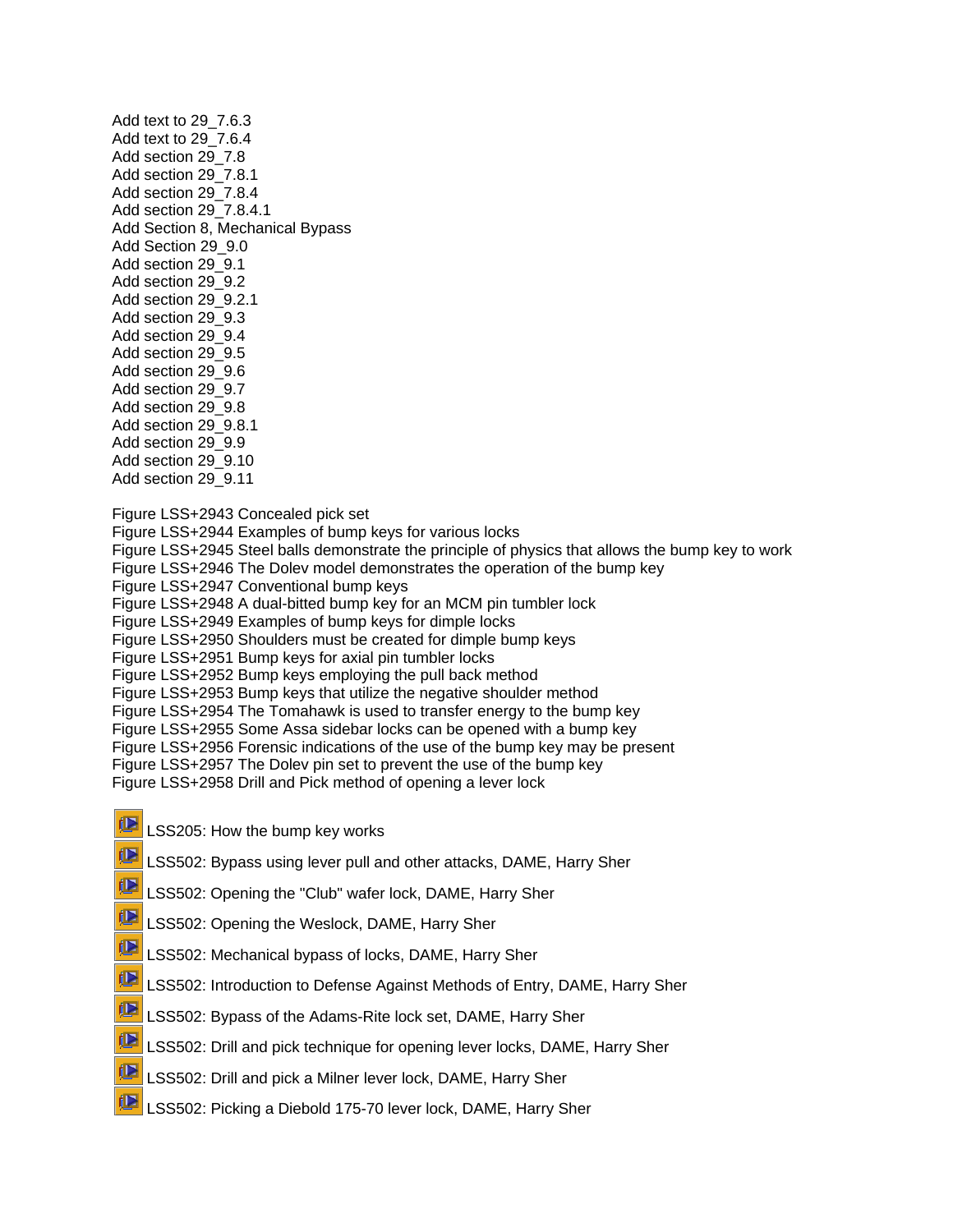Add text to 29_7.6.3
Add text to 29_7.6.4
Add section 29_7.8
Add section 29_7.8.1
Add section 29_7.8.4
Add section 29_7.8.4.1
Add Section 8, Mechanical Bypass
Add Section 29_9.0
Add section 29_9.1
Add section 29_9.2
Add section 29_9.2.1
Add section 29_9.3
Add section 29_9.4
Add section 29_9.5
Add section 29_9.6
Add section 29_9.7
Add section 29_9.8
Add section 29_9.8.1
Add section 29_9.9
Add section 29_9.10
Add section 29_9.11

Figure LSS+2943 Concealed pick set
Figure LSS+2944 Examples of bump keys for various locks
Figure LSS+2945 Steel balls demonstrate the principle of physics that allows the bump key to work
Figure LSS+2946 The Dolev model demonstrates the operation of the bump key
Figure LSS+2947 Conventional bump keys
Figure LSS+2948 A dual-bitted bump key for an MCM pin tumbler lock
Figure LSS+2949 Examples of bump keys for dimple locks
Figure LSS+2950 Shoulders must be created for dimple bump keys
Figure LSS+2951 Bump keys for axial pin tumbler locks
Figure LSS+2952 Bump keys employing the pull back method
Figure LSS+2953 Bump keys that utilize the negative shoulder method
Figure LSS+2954 The Tomahawk is used to transfer energy to the bump key
Figure LSS+2955 Some Assa sidebar locks can be opened with a bump key
Figure LSS+2956 Forensic indications of the use of the bump key may be present
Figure LSS+2957 The Dolev pin set to prevent the use of the bump key
Figure LSS+2958 Drill and Pick method of opening a lever lock

LSS205: How the bump key works

LSS502: Bypass using lever pull and other attacks, DAME, Harry Sher

LSS502: Opening the "Club" wafer lock, DAME, Harry Sher

LSS502: Opening the Weslock, DAME, Harry Sher

LSS502: Mechanical bypass of locks, DAME, Harry Sher

LSS502: Introduction to Defense Against Methods of Entry, DAME, Harry Sher

LSS502: Bypass of the Adams-Rite lock set, DAME, Harry Sher

LSS502: Drill and pick technique for opening lever locks, DAME, Harry Sher

LSS502: Drill and pick a Milner lever lock, DAME, Harry Sher

LSS502: Picking a Diebold 175-70 lever lock, DAME, Harry Sher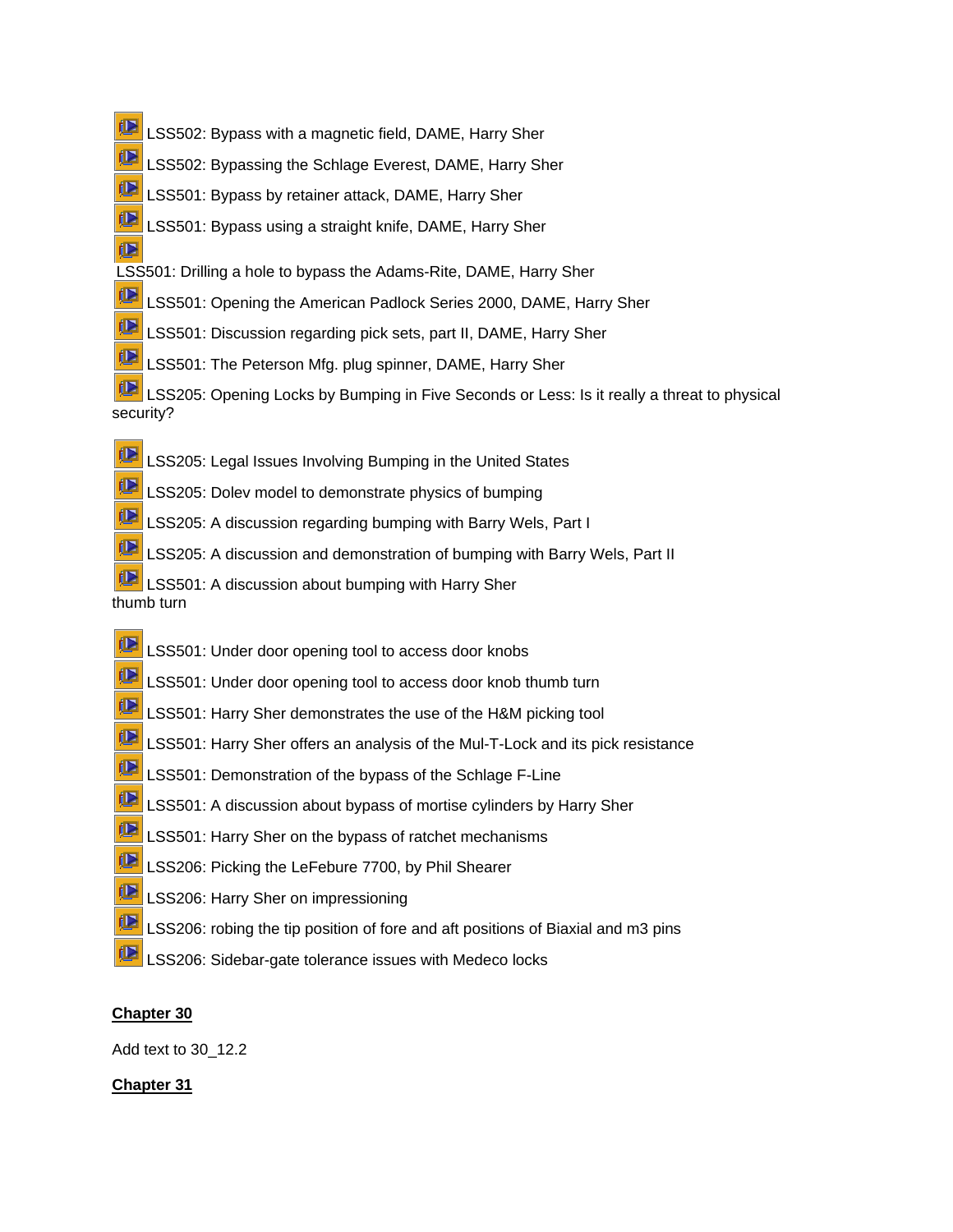LSS502: Bypass with a magnetic field, DAME, Harry Sher

LSS502: Bypassing the Schlage Everest, DAME, Harry Sher

LSS501: Bypass by retainer attack, DAME, Harry Sher

LSS501: Bypass using a straight knife, DAME, Harry Sher

LSS501: Drilling a hole to bypass the Adams-Rite, DAME, Harry Sher

LSS501: Opening the American Padlock Series 2000, DAME, Harry Sher

LSS501: Discussion regarding pick sets, part II, DAME, Harry Sher

LSS501: The Peterson Mfg. plug spinner, DAME, Harry Sher

LSS205: Opening Locks by Bumping in Five Seconds or Less: Is it really a threat to physical security?

LSS205: Legal Issues Involving Bumping in the United States

LSS205: Dolev model to demonstrate physics of bumping

LSS205: A discussion regarding bumping with Barry Wels, Part I

LSS205: A discussion and demonstration of bumping with Barry Wels, Part II

LSS501: A discussion about bumping with Harry Sher
thumb turn

LSS501: Under door opening tool to access door knobs

LSS501: Under door opening tool to access door knob thumb turn

LSS501: Harry Sher demonstrates the use of the H&M picking tool

LSS501: Harry Sher offers an analysis of the Mul-T-Lock and its pick resistance

LSS501: Demonstration of the bypass of the Schlage F-Line

LSS501: A discussion about bypass of mortise cylinders by Harry Sher

LSS501: Harry Sher on the bypass of ratchet mechanisms

LSS206: Picking the LeFebure 7700, by Phil Shearer

LSS206: Harry Sher on impressioning

LSS206: robing the tip position of fore and aft positions of Biaxial and m3 pins

LSS206: Sidebar-gate tolerance issues with Medeco locks

**Chapter 30**

Add text to 30_12.2

**Chapter 31**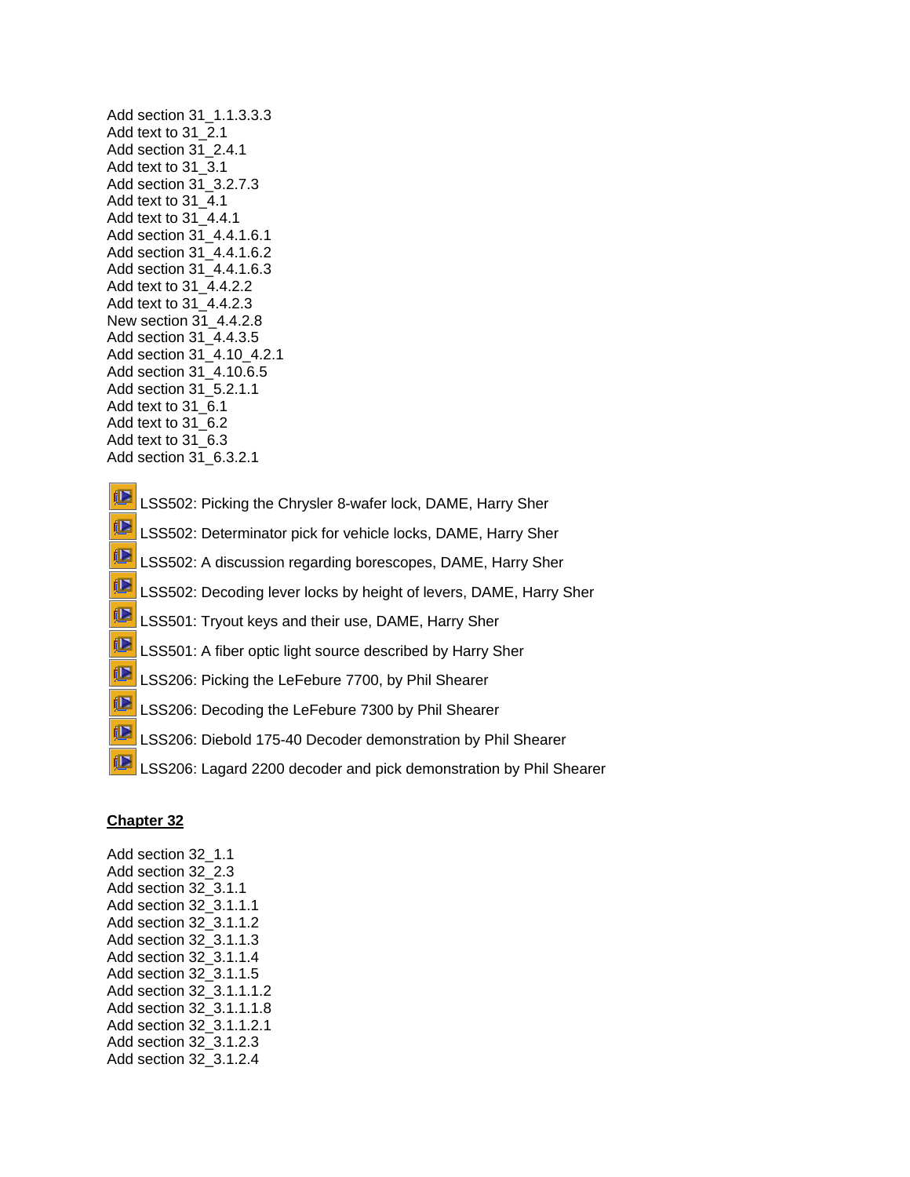Add section 31_1.1.3.3.3
Add text to 31_2.1
Add section 31_2.4.1
Add text to 31_3.1
Add section 31_3.2.7.3
Add text to 31_4.1
Add text to 31_4.4.1
Add section 31_4.4.1.6.1
Add section 31_4.4.1.6.2
Add section 31_4.4.1.6.3
Add text to 31_4.4.2.2
Add text to 31_4.4.2.3
New section 31_4.4.2.8
Add section 31_4.4.3.5
Add section 31_4.10_4.2.1
Add section 31_4.10.6.5
Add section 31_5.2.1.1
Add text to 31_6.1
Add text to 31_6.2
Add text to 31_6.3
Add section 31_6.3.2.1

LSS502: Picking the Chrysler 8-wafer lock, DAME, Harry Sher
LSS502: Determinator pick for vehicle locks, DAME, Harry Sher
LSS502: A discussion regarding borescopes, DAME, Harry Sher
LSS502: Decoding lever locks by height of levers, DAME, Harry Sher
LSS501: Tryout keys and their use, DAME, Harry Sher
LSS501: A fiber optic light source described by Harry Sher
LSS206: Picking the LeFebure 7700, by Phil Shearer
LSS206: Decoding the LeFebure 7300 by Phil Shearer
LSS206: Diebold 175-40 Decoder demonstration by Phil Shearer
LSS206: Lagard 2200 decoder and pick demonstration by Phil Shearer

## Chapter 32

Add section 32_1.1
Add section 32_2.3
Add section 32_3.1.1
Add section 32_3.1.1.1
Add section 32_3.1.1.2
Add section 32_3.1.1.3
Add section 32_3.1.1.4
Add section 32_3.1.1.5
Add section 32_3.1.1.1.2
Add section 32_3.1.1.1.8
Add section 32_3.1.1.2.1
Add section 32_3.1.2.3
Add section 32_3.1.2.4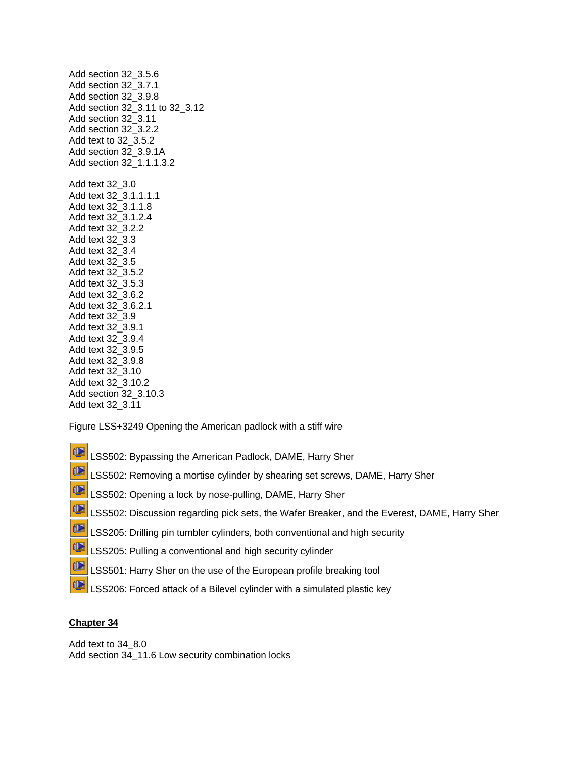Add section 32_3.5.6
Add section 32_3.7.1
Add section 32_3.9.8
Add section 32_3.11 to 32_3.12
Add section 32_3.11
Add section 32_3.2.2
Add text to 32_3.5.2
Add section 32_3.9.1A
Add section 32_1.1.1.3.2

Add text 32_3.0
Add text 32_3.1.1.1.1
Add text 32_3.1.1.8
Add text 32_3.1.2.4
Add text 32_3.2.2
Add text 32_3.3
Add text 32_3.4
Add text 32_3.5
Add text 32_3.5.2
Add text 32_3.5.3
Add text 32_3.6.2
Add text 32_3.6.2.1
Add text 32_3.9
Add text 32_3.9.1
Add text 32_3.9.4
Add text 32_3.9.5
Add text 32_3.9.8
Add text 32_3.10
Add text 32_3.10.2
Add section 32_3.10.3
Add text 32_3.11

Figure LSS+3249 Opening the American padlock with a stiff wire

LSS502: Bypassing the American Padlock, DAME, Harry Sher

LSS502: Removing a mortise cylinder by shearing set screws, DAME, Harry Sher

LSS502: Opening a lock by nose-pulling, DAME, Harry Sher

LSS502: Discussion regarding pick sets, the Wafer Breaker, and the Everest, DAME, Harry Sher

LSS205: Drilling pin tumbler cylinders, both conventional and high security

LSS205: Pulling a conventional and high security cylinder

LSS501: Harry Sher on the use of the European profile breaking tool

LSS206: Forced attack of a Bilevel cylinder with a simulated plastic key

**Chapter 34**

Add text to 34_8.0
Add section 34_11.6 Low security combination locks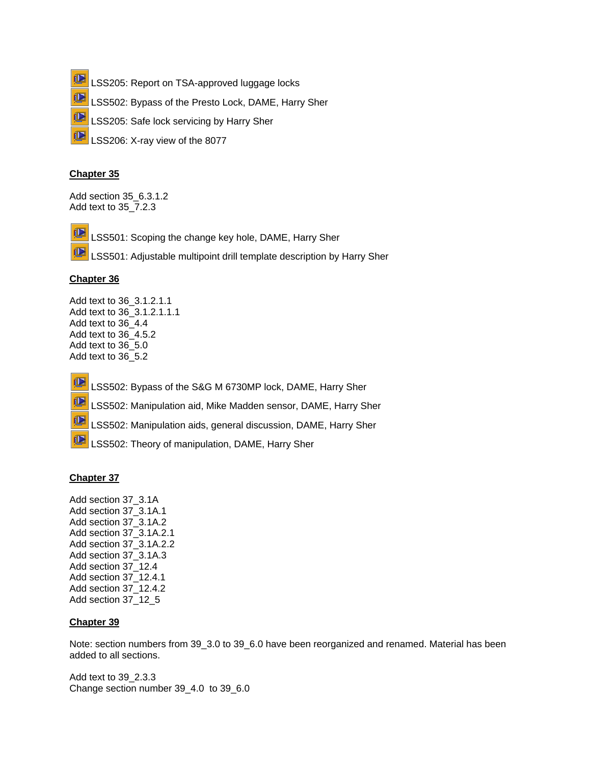LSS205: Report on TSA-approved luggage locks

LSS502: Bypass of the Presto Lock, DAME, Harry Sher

LSS205: Safe lock servicing by Harry Sher

LSS206: X-ray view of the 8077

**Chapter 35**

Add section 35_6.3.1.2
Add text to 35_7.2.3

LSS501: Scoping the change key hole, DAME, Harry Sher

LSS501: Adjustable multipoint drill template description by Harry Sher

**Chapter 36**

Add text to 36_3.1.2.1.1
Add text to 36_3.1.2.1.1.1
Add text to 36_4.4
Add text to 36_4.5.2
Add text to 36_5.0
Add text to 36_5.2

LSS502: Bypass of the S&G M 6730MP lock, DAME, Harry Sher

LSS502: Manipulation aid, Mike Madden sensor, DAME, Harry Sher

LSS502: Manipulation aids, general discussion, DAME, Harry Sher

LSS502: Theory of manipulation, DAME, Harry Sher

**Chapter 37**

Add section 37_3.1A
Add section 37_3.1A.1
Add section 37_3.1A.2
Add section 37_3.1A.2.1
Add section 37_3.1A.2.2
Add section 37_3.1A.3
Add section 37_12.4
Add section 37_12.4.1
Add section 37_12.4.2
Add section 37_12_5

**Chapter 39**

Note: section numbers from 39_3.0 to 39_6.0 have been reorganized and renamed. Material has been added to all sections.

Add text to 39_2.3.3
Change section number 39_4.0 to 39_6.0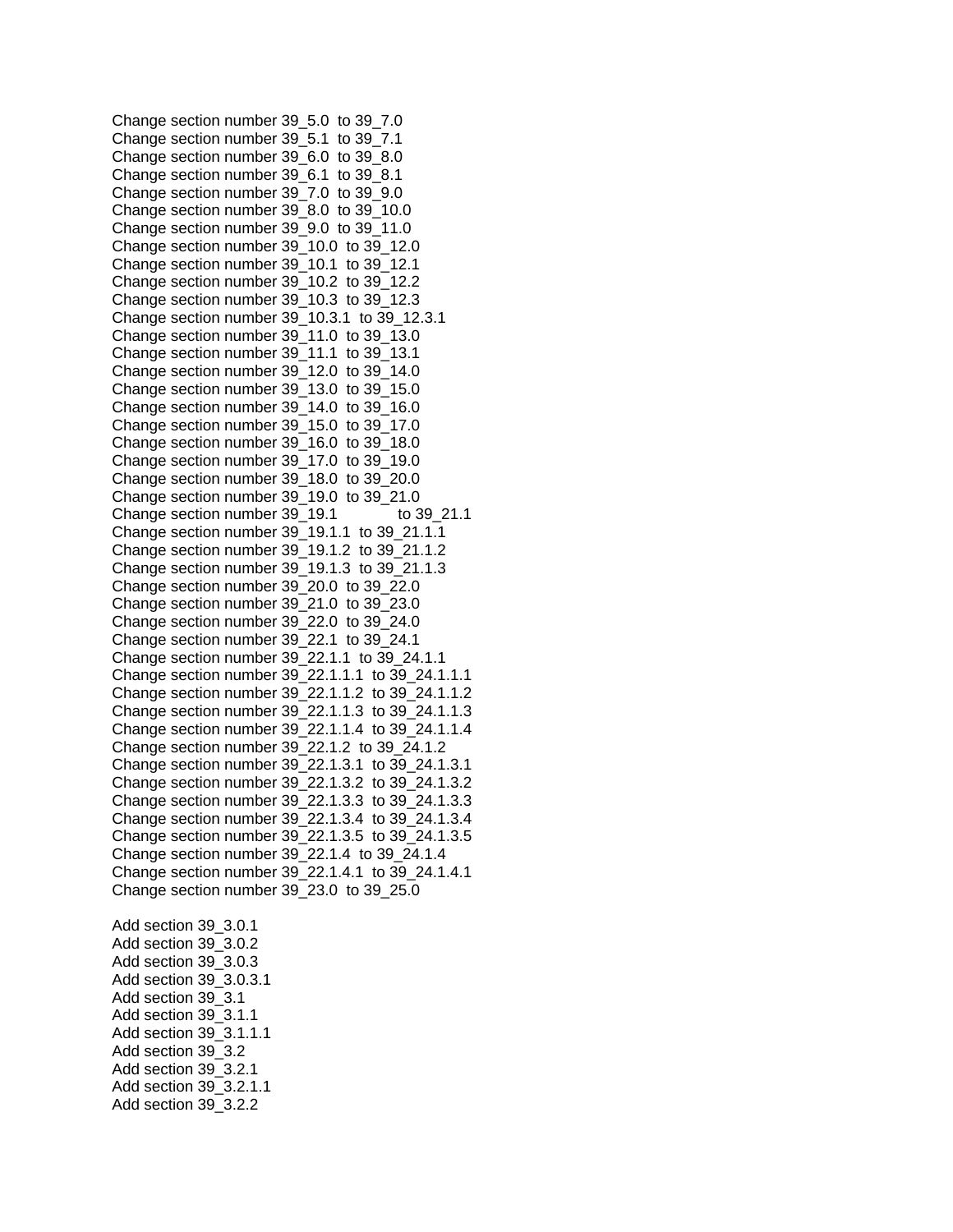Change section number 39_5.0  to 39_7.0
Change section number 39_5.1  to 39_7.1
Change section number 39_6.0  to 39_8.0
Change section number 39_6.1  to 39_8.1
Change section number 39_7.0  to 39_9.0
Change section number 39_8.0  to 39_10.0
Change section number 39_9.0  to 39_11.0
Change section number 39_10.0  to 39_12.0
Change section number 39_10.1  to 39_12.1
Change section number 39_10.2  to 39_12.2
Change section number 39_10.3  to 39_12.3
Change section number 39_10.3.1  to 39_12.3.1
Change section number 39_11.0  to 39_13.0
Change section number 39_11.1  to 39_13.1
Change section number 39_12.0  to 39_14.0
Change section number 39_13.0  to 39_15.0
Change section number 39_14.0  to 39_16.0
Change section number 39_15.0  to 39_17.0
Change section number 39_16.0  to 39_18.0
Change section number 39_17.0  to 39_19.0
Change section number 39_18.0  to 39_20.0
Change section number 39_19.0  to 39_21.0
Change section number 39_19.1  to 39_21.1
Change section number 39_19.1.1  to 39_21.1.1
Change section number 39_19.1.2  to 39_21.1.2
Change section number 39_19.1.3  to 39_21.1.3
Change section number 39_20.0  to 39_22.0
Change section number 39_21.0  to 39_23.0
Change section number 39_22.0  to 39_24.0
Change section number 39_22.1  to 39_24.1
Change section number 39_22.1.1  to 39_24.1.1
Change section number 39_22.1.1.1  to 39_24.1.1.1
Change section number 39_22.1.1.2  to 39_24.1.1.2
Change section number 39_22.1.1.3  to 39_24.1.1.3
Change section number 39_22.1.1.4  to 39_24.1.1.4
Change section number 39_22.1.2  to 39_24.1.2
Change section number 39_22.1.3.1  to 39_24.1.3.1
Change section number 39_22.1.3.2  to 39_24.1.3.2
Change section number 39_22.1.3.3  to 39_24.1.3.3
Change section number 39_22.1.3.4  to 39_24.1.3.4
Change section number 39_22.1.3.5  to 39_24.1.3.5
Change section number 39_22.1.4  to 39_24.1.4
Change section number 39_22.1.4.1  to 39_24.1.4.1
Change section number 39_23.0  to 39_25.0

Add section 39_3.0.1
Add section 39_3.0.2
Add section 39_3.0.3
Add section 39_3.0.3.1
Add section 39_3.1
Add section 39_3.1.1
Add section 39_3.1.1.1
Add section 39_3.2
Add section 39_3.2.1
Add section 39_3.2.1.1
Add section 39_3.2.2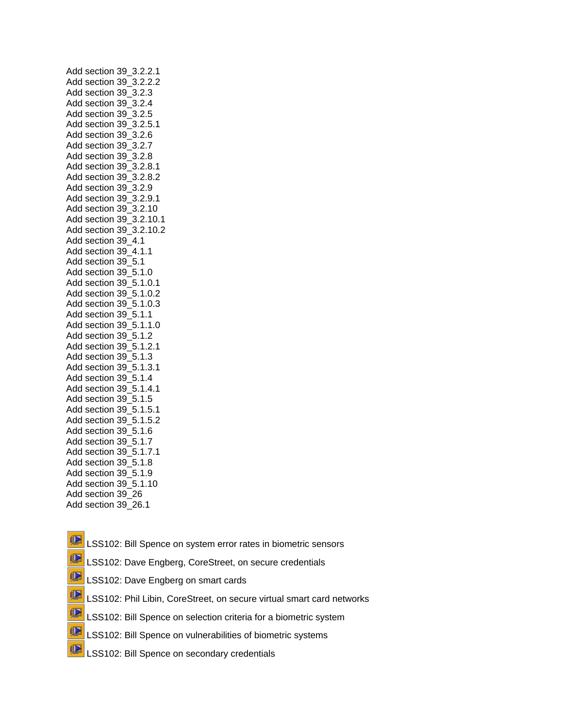Add section 39_3.2.2.1
Add section 39_3.2.2.2
Add section 39_3.2.3
Add section 39_3.2.4
Add section 39_3.2.5
Add section 39_3.2.5.1
Add section 39_3.2.6
Add section 39_3.2.7
Add section 39_3.2.8
Add section 39_3.2.8.1
Add section 39_3.2.8.2
Add section 39_3.2.9
Add section 39_3.2.9.1
Add section 39_3.2.10
Add section 39_3.2.10.1
Add section 39_3.2.10.2
Add section 39_4.1
Add section 39_4.1.1
Add section 39_5.1
Add section 39_5.1.0
Add section 39_5.1.0.1
Add section 39_5.1.0.2
Add section 39_5.1.0.3
Add section 39_5.1.1
Add section 39_5.1.1.0
Add section 39_5.1.2
Add section 39_5.1.2.1
Add section 39_5.1.3
Add section 39_5.1.3.1
Add section 39_5.1.4
Add section 39_5.1.4.1
Add section 39_5.1.5
Add section 39_5.1.5.1
Add section 39_5.1.5.2
Add section 39_5.1.6
Add section 39_5.1.7
Add section 39_5.1.7.1
Add section 39_5.1.8
Add section 39_5.1.9
Add section 39_5.1.10
Add section 39_26
Add section 39_26.1

LSS102: Bill Spence on system error rates in biometric sensors

LSS102: Dave Engberg, CoreStreet, on secure credentials

LSS102: Dave Engberg on smart cards

LSS102: Phil Libin, CoreStreet, on secure virtual smart card networks

LSS102: Bill Spence on selection criteria for a biometric system

LSS102: Bill Spence on vulnerabilities of biometric systems

LSS102: Bill Spence on secondary credentials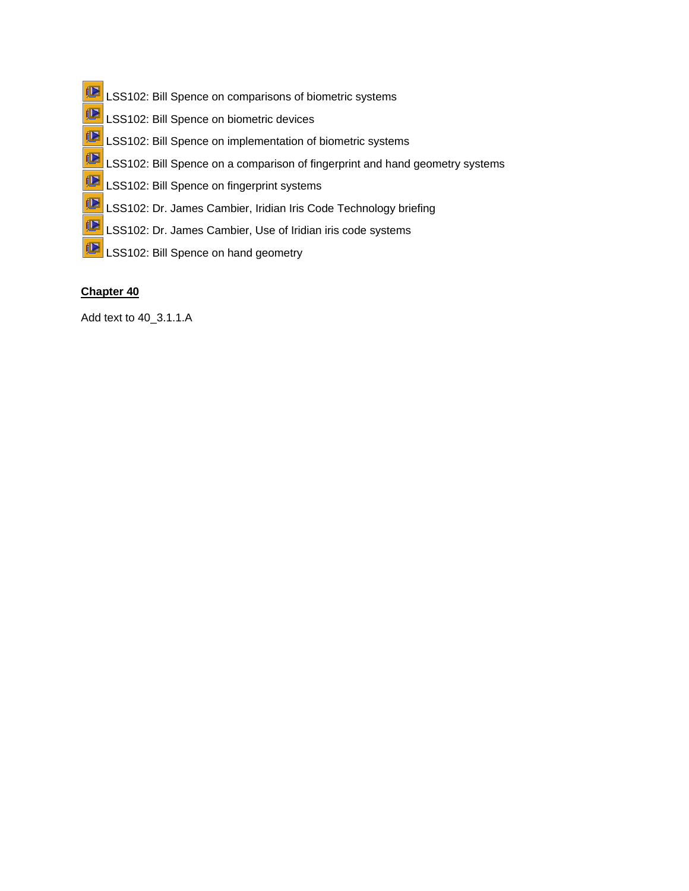LSS102: Bill Spence on comparisons of biometric systems

LSS102: Bill Spence on biometric devices

LSS102: Bill Spence on implementation of biometric systems

LSS102: Bill Spence on a comparison of fingerprint and hand geometry systems

LSS102: Bill Spence on fingerprint systems

LSS102: Dr. James Cambier, Iridian Iris Code Technology briefing

LSS102: Dr. James Cambier, Use of Iridian iris code systems

LSS102: Bill Spence on hand geometry

**Chapter 40**

Add text to 40_3.1.1.A